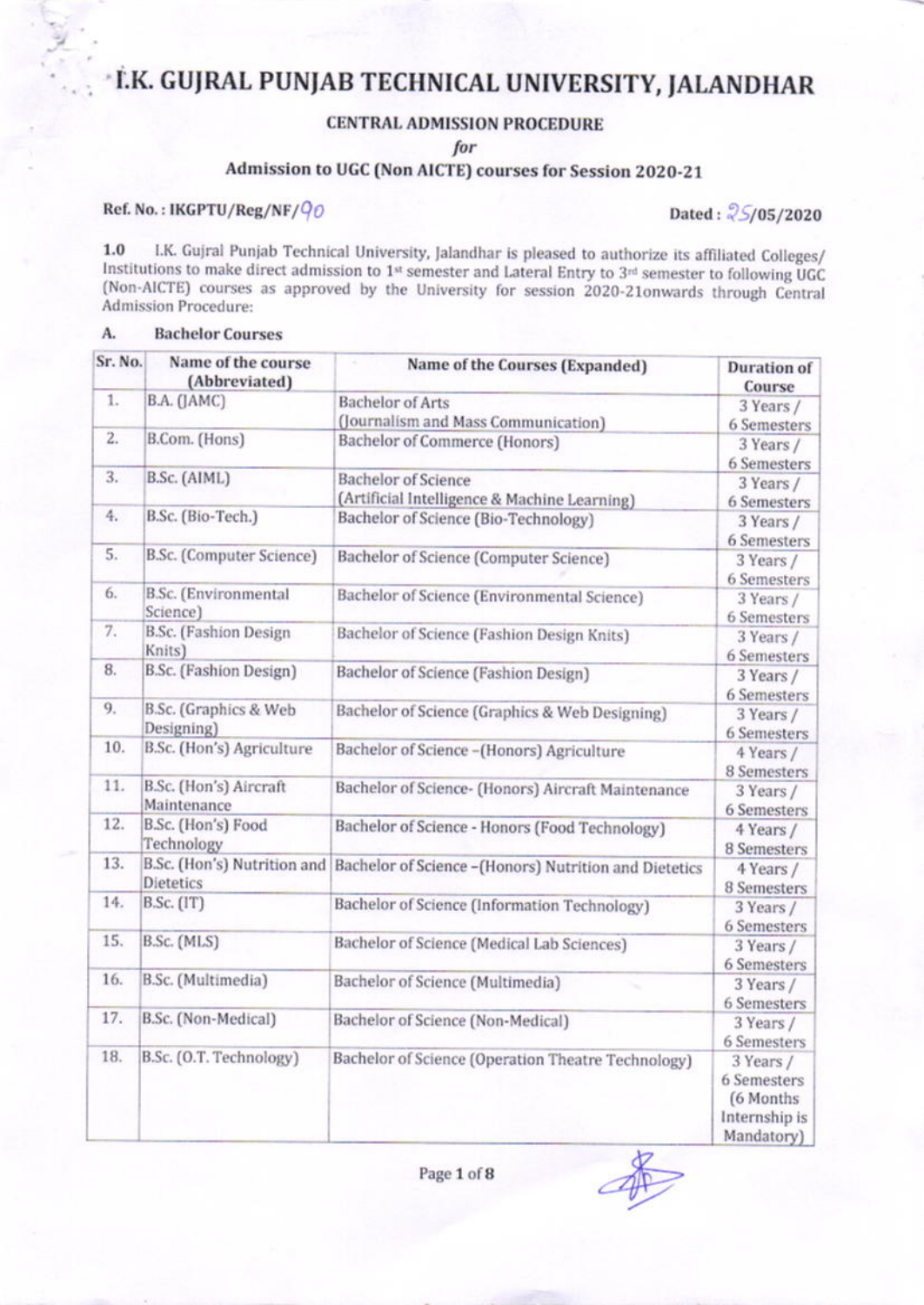# I.K. GUJRAL PUNJAB TECHNICAL UNIVERSITY, JALANDHAR

## CENTRAL ADMISSION PROCEDURE

*for*

## Admission to UGC (Non AICTE) courses for Session 2020-21

**Ref. No.: IKGPTU/Reg/NF/90** **Dated: 25/05/2020**

**1.0** I.K. Gujral Punjab Technical University, Jalandhar is pleased to authorize its affiliated Colleges/ Institutions to make direct admission to 1st semester and Lateral Entry to 3rd semester to following UGC (Non-AICTE) courses as approved by the University for session 2020-21onwards through Central Admission Procedure:

**A. Bachelor Courses**

| Sr. No. | Name of the course (Abbreviated) | Name of the Courses (Expanded) | Duration of Course |
|---|---|---|---|
| 1. | B.A. (JAMC) | Bachelor of Arts (Journalism and Mass Communication) | 3 Years / 6 Semesters |
| 2. | B.Com. (Hons) | Bachelor of Commerce (Honors) | 3 Years / 6 Semesters |
| 3. | B.Sc. (AIML) | Bachelor of Science (Artificial Intelligence & Machine Learning) | 3 Years / 6 Semesters |
| 4. | B.Sc. (Bio-Tech.) | Bachelor of Science (Bio-Technology) | 3 Years / 6 Semesters |
| 5. | B.Sc. (Computer Science) | Bachelor of Science (Computer Science) | 3 Years / 6 Semesters |
| 6. | B.Sc. (Environmental Science) | Bachelor of Science (Environmental Science) | 3 Years / 6 Semesters |
| 7. | B.Sc. (Fashion Design Knits) | Bachelor of Science (Fashion Design Knits) | 3 Years / 6 Semesters |
| 8. | B.Sc. (Fashion Design) | Bachelor of Science (Fashion Design) | 3 Years / 6 Semesters |
| 9. | B.Sc. (Graphics & Web Designing) | Bachelor of Science (Graphics & Web Designing) | 3 Years / 6 Semesters |
| 10. | B.Sc. (Hon's) Agriculture | Bachelor of Science –(Honors) Agriculture | 4 Years / 8 Semesters |
| 11. | B.Sc. (Hon's) Aircraft Maintenance | Bachelor of Science- (Honors) Aircraft Maintenance | 3 Years / 6 Semesters |
| 12. | B.Sc. (Hon's) Food Technology | Bachelor of Science - Honors (Food Technology) | 4 Years / 8 Semesters |
| 13. | B.Sc. (Hon's) Nutrition and Dietetics | Bachelor of Science –(Honors) Nutrition and Dietetics | 4 Years / 8 Semesters |
| 14. | B.Sc. (IT) | Bachelor of Science (Information Technology) | 3 Years / 6 Semesters |
| 15. | B.Sc. (MLS) | Bachelor of Science (Medical Lab Sciences) | 3 Years / 6 Semesters |
| 16. | B.Sc. (Multimedia) | Bachelor of Science (Multimedia) | 3 Years / 6 Semesters |
| 17. | B.Sc. (Non-Medical) | Bachelor of Arts (Non-Medical) | 3 Years / 6 Semesters |
| 18. | B.Sc. (O.T. Technology) | Bachelor of Science (Operation Theatre Technology) | 3 Years / 6 Semesters (6 Months Internship is Mandatory) |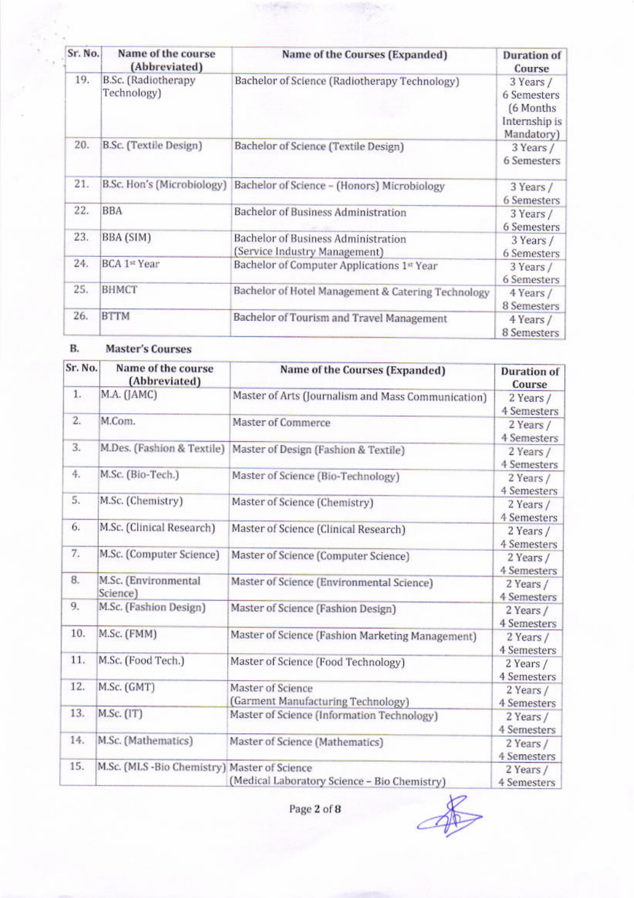| Sr. No. | Name of the course (Abbreviated) | Name of the Courses (Expanded) | Duration of Course |
|---|---|---|---|
| 19. | B.Sc. (Radiotherapy Technology) | Bachelor of Science (Radiotherapy Technology) | 3 Years / 6 Semesters (6 Months Internship is Mandatory) |
| 20. | B.Sc. (Textile Design) | Bachelor of Science (Textile Design) | 3 Years / 6 Semesters |
| 21. | B.Sc. Hon's (Microbiology) | Bachelor of Science – (Honors) Microbiology | 3 Years / 6 Semesters |
| 22. | BBA | Bachelor of Business Administration | 3 Years / 6 Semesters |
| 23. | BBA (SIM) | Bachelor of Business Administration (Service Industry Management) | 3 Years / 6 Semesters |
| 24. | BCA 1st Year | Bachelor of Computer Applications 1st Year | 3 Years / 6 Semesters |
| 25. | BHMCT | Bachelor of Hotel Management & Catering Technology | 4 Years / 8 Semesters |
| 26. | BTTM | Bachelor of Tourism and Travel Management | 4 Years / 8 Semesters |

## B. Master's Courses

| Sr. No. | Name of the course (Abbreviated) | Name of the Courses (Expanded) | Duration of Course |
|---|---|---|---|
| 1. | M.A. (JAMC) | Master of Arts (Journalism and Mass Communication) | 2 Years / 4 Semesters |
| 2. | M.Com. | Master of Commerce | 2 Years / 4 Semesters |
| 3. | M.Des. (Fashion & Textile) | Master of Design (Fashion & Textile) | 2 Years / 4 Semesters |
| 4. | M.Sc. (Bio-Tech.) | Master of Science (Bio-Technology) | 2 Years / 4 Semesters |
| 5. | M.Sc. (Chemistry) | Master of Science (Chemistry) | 2 Years / 4 Semesters |
| 6. | M.Sc. (Clinical Research) | Master of Science (Clinical Research) | 2 Years / 4 Semesters |
| 7. | M.Sc. (Computer Science) | Master of Science (Computer Science) | 2 Years / 4 Semesters |
| 8. | M.Sc. (Environmental Science) | Master of Science (Environmental Science) | 2 Years / 4 Semesters |
| 9. | M.Sc. (Fashion Design) | Master of Science (Fashion Design) | 2 Years / 4 Semesters |
| 10. | M.Sc. (FMM) | Master of Science (Fashion Marketing Management) | 2 Years / 4 Semesters |
| 11. | M.Sc. (Food Tech.) | Master of Science (Food Technology) | 2 Years / 4 Semesters |
| 12. | M.Sc. (GMT) | Master of Science (Garment Manufacturing Technology) | 2 Years / 4 Semesters |
| 13. | M.Sc. (IT) | Master of Science (Information Technology) | 2 Years / 4 Semesters |
| 14. | M.Sc. (Mathematics) | Master of Science (Mathematics) | 2 Years / 4 Semesters |
| 15. | M.Sc. (MLS -Bio Chemistry) | Master of Science (Medical Laboratory Science – Bio Chemistry) | 2 Years / 4 Semesters |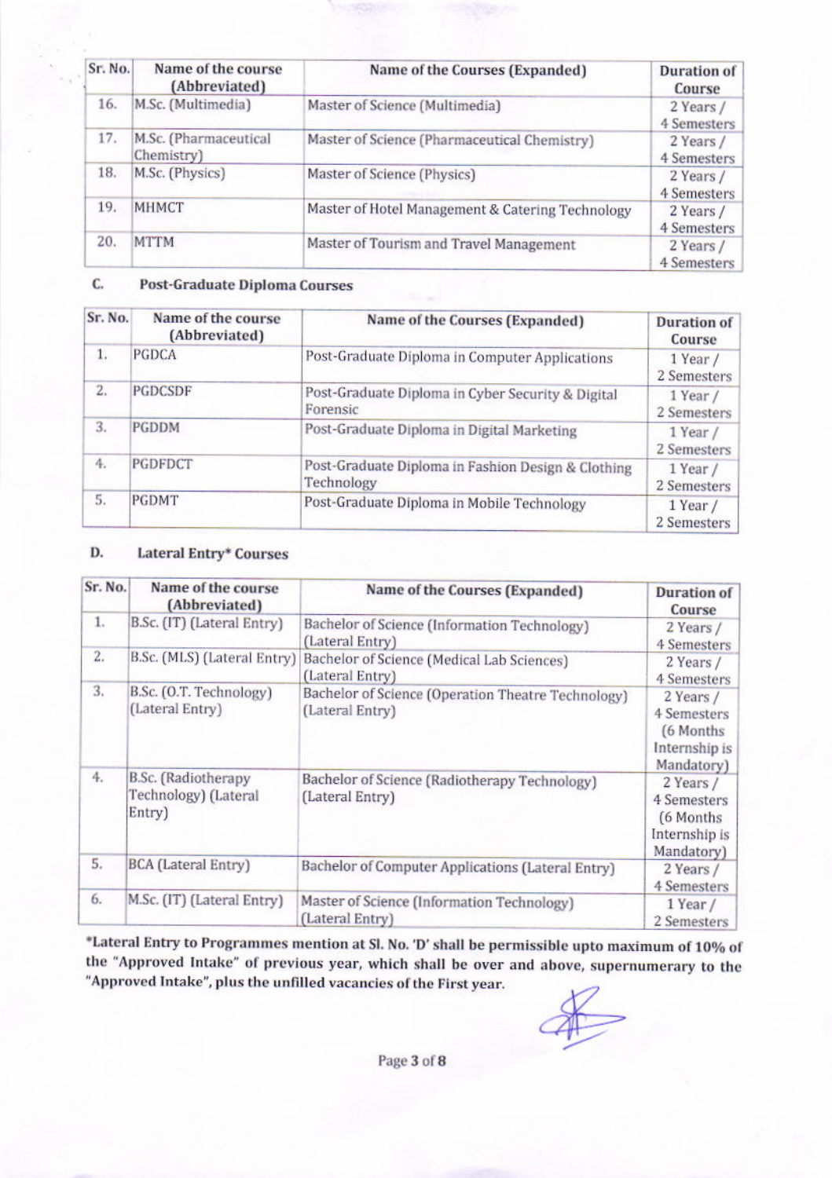| Sr. No. | Name of the course (Abbreviated) | Name of the Courses (Expanded) | Duration of Course |
|---|---|---|---|
| 16. | M.Sc. (Multimedia) | Master of Science (Multimedia) | 2 Years / 4 Semesters |
| 17. | M.Sc. (Pharmaceutical Chemistry) | Master of Science (Pharmaceutical Chemistry) | 2 Years / 4 Semesters |
| 18. | M.Sc. (Physics) | Master of Science (Physics) | 2 Years / 4 Semesters |
| 19. | MHMCT | Master of Hotel Management & Catering Technology | 2 Years / 4 Semesters |
| 20. | MTTM | Master of Tourism and Travel Management | 2 Years / 4 Semesters |

### C. Post-Graduate Diploma Courses

| Sr. No. | Name of the course (Abbreviated) | Name of the Courses (Expanded) | Duration of Course |
|---|---|---|---|
| 1. | PGDCA | Post-Graduate Diploma in Computer Applications | 1 Year / 2 Semesters |
| 2. | PGDCSDF | Post-Graduate Diploma in Cyber Security & Digital Forensic | 1 Year / 2 Semesters |
| 3. | PGDDM | Post-Graduate Diploma in Digital Marketing | 1 Year / 2 Semesters |
| 4. | PGDFDCT | Post-Graduate Diploma in Fashion Design & Clothing Technology | 1 Year / 2 Semesters |
| 5. | PGDMT | Post-Graduate Diploma in Mobile Technology | 1 Year / 2 Semesters |

### D. Lateral Entry* Courses

| Sr. No. | Name of the course (Abbreviated) | Name of the Courses (Expanded) | Duration of Course |
|---|---|---|---|
| 1. | B.Sc. (IT) (Lateral Entry) | Bachelor of Science (Information Technology) (Lateral Entry) | 2 Years / 4 Semesters |
| 2. | B.Sc. (MLS) (Lateral Entry) | Bachelor of Science (Medical Lab Sciences) (Lateral Entry) | 2 Years / 4 Semesters |
| 3. | B.Sc. (O.T. Technology) (Lateral Entry) | Bachelor of Science (Operation Theatre Technology) (Lateral Entry) | 2 Years / 4 Semesters (6 Months Internship is Mandatory) |
| 4. | B.Sc. (Radiotherapy Technology) (Lateral Entry) | Bachelor of Science (Radiotherapy Technology) (Lateral Entry) | 2 Years / 4 Semesters (6 Months Internship is Mandatory) |
| 5. | BCA (Lateral Entry) | Bachelor of Computer Applications (Lateral Entry) | 2 Years / 4 Semesters |
| 6. | M.Sc. (IT) (Lateral Entry) | Master of Science (Information Technology) (Lateral Entry) | 1 Year / 2 Semesters |

**\*Lateral Entry to Programmes mention at Sl. No. 'D' shall be permissible upto maximum of 10% of the "Approved Intake" of previous year, which shall be over and above, supernumerary to the "Approved Intake", plus the unfilled vacancies of the First year.**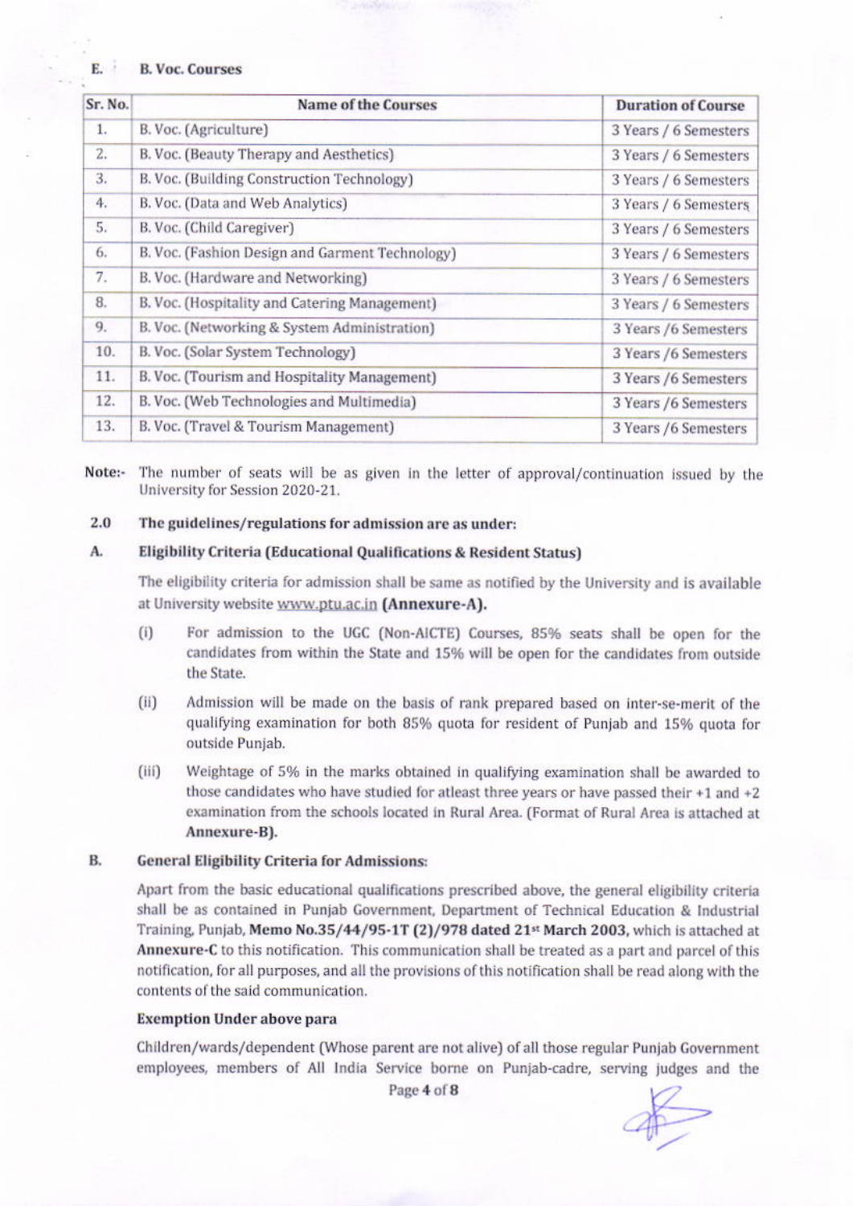## E. B. Voc. Courses

| Sr. No. | Name of the Courses | Duration of Course |
|---|---|---|
| 1. | B. Voc. (Agriculture) | 3 Years / 6 Semesters |
| 2. | B. Voc. (Beauty Therapy and Aesthetics) | 3 Years / 6 Semesters |
| 3. | B. Voc. (Building Construction Technology) | 3 Years / 6 Semesters |
| 4. | B. Voc. (Data and Web Analytics) | 3 Years / 6 Semesters |
| 5. | B. Voc. (Child Caregiver) | 3 Years / 6 Semesters |
| 6. | B. Voc. (Fashion Design and Garment Technology) | 3 Years / 6 Semesters |
| 7. | B. Voc. (Hardware and Networking) | 3 Years / 6 Semesters |
| 8. | B. Voc. (Hospitality and Catering Management) | 3 Years / 6 Semesters |
| 9. | B. Voc. (Networking & System Administration) | 3 Years /6 Semesters |
| 10. | B. Voc. (Solar System Technology) | 3 Years /6 Semesters |
| 11. | B. Voc. (Tourism and Hospitality Management) | 3 Years /6 Semesters |
| 12. | B. Voc. (Web Technologies and Multimedia) | 3 Years /6 Semesters |
| 13. | B. Voc. (Travel & Tourism Management) | 3 Years /6 Semesters |

**Note:-** The number of seats will be as given in the letter of approval/continuation issued by the University for Session 2020-21.

### 2.0 The guidelines/regulations for admission are as under:

### A. Eligibility Criteria (Educational Qualifications & Resident Status)

The eligibility criteria for admission shall be same as notified by the University and is available at University website www.ptu.ac.in **(Annexure-A).**

(i) For admission to the UGC (Non-AICTE) Courses, 85% seats shall be open for the candidates from within the State and 15% will be open for the candidates from outside the State.

(ii) Admission will be made on the basis of rank prepared based on inter-se-merit of the qualifying examination for both 85% quota for resident of Punjab and 15% quota for outside Punjab.

(iii) Weightage of 5% in the marks obtained in qualifying examination shall be awarded to those candidates who have studied for atleast three years or have passed their +1 and +2 examination from the schools located in Rural Area. (Format of Rural Area is attached at **Annexure-B**).

### B. General Eligibility Criteria for Admissions:

Apart from the basic educational qualifications prescribed above, the general eligibility criteria shall be as contained in Punjab Government, Department of Technical Education & Industrial Training, Punjab, **Memo No.35/44/95-1T (2)/978 dated 21st March 2003,** which is attached at **Annexure-C** to this notification. This communication shall be treated as a part and parcel of this notification, for all purposes, and all the provisions of this notification shall be read along with the contents of the said communication.

**Exemption Under above para**

Children/wards/dependent (Whose parent are not alive) of all those regular Punjab Government employees, members of All India Service borne on Punjab-cadre, serving judges and the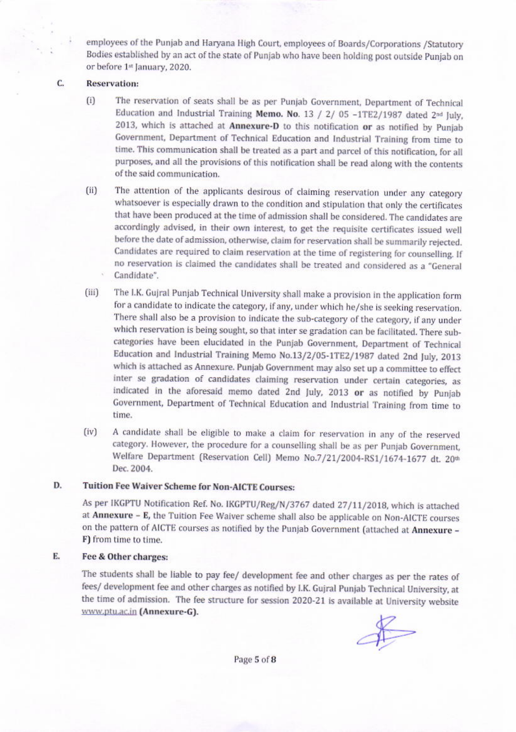employees of the Punjab and Haryana High Court, employees of Boards/Corporations /Statutory Bodies established by an act of the state of Punjab who have been holding post outside Punjab on or before 1st January, 2020.

**C. Reservation:**

(i) The reservation of seats shall be as per Punjab Government, Department of Technical Education and Industrial Training **Memo. No.** 13 / 2/ 05 -1TE2/1987 dated 2nd July, 2013, which is attached at **Annexure-D** to this notification **or** as notified by Punjab Government, Department of Technical Education and Industrial Training from time to time. This communication shall be treated as a part and parcel of this notification, for all purposes, and all the provisions of this notification shall be read along with the contents of the said communication.

(ii) The attention of the applicants desirous of claiming reservation under any category whatsoever is especially drawn to the condition and stipulation that only the certificates that have been produced at the time of admission shall be considered. The candidates are accordingly advised, in their own interest, to get the requisite certificates issued well before the date of admission, otherwise, claim for reservation shall be summarily rejected. Candidates are required to claim reservation at the time of registering for counselling. If no reservation is claimed the candidates shall be treated and considered as a "General Candidate".

(iii) The I.K. Gujral Punjab Technical University shall make a provision in the application form for a candidate to indicate the category, if any, under which he/she is seeking reservation. There shall also be a provision to indicate the sub-category of the category, if any under which reservation is being sought, so that inter se gradation can be facilitated. There sub-categories have been elucidated in the Punjab Government, Department of Technical Education and Industrial Training Memo No.13/2/05-1TE2/1987 dated 2nd July, 2013 which is attached as Annexure. Punjab Government may also set up a committee to effect inter se gradation of candidates claiming reservation under certain categories, as indicated in the aforesaid memo dated 2nd July, 2013 **or** as notified by Punjab Government, Department of Technical Education and Industrial Training from time to time.

(iv) A candidate shall be eligible to make a claim for reservation in any of the reserved category. However, the procedure for a counselling shall be as per Punjab Government, Welfare Department (Reservation Cell) Memo No.7/21/2004-RS1/1674-1677 dt. 20th Dec. 2004.

**D. Tuition Fee Waiver Scheme for Non-AICTE Courses:**

As per IKGPTU Notification Ref. No. IKGPTU/Reg/N/3767 dated 27/11/2018, which is attached at **Annexure – E**, the Tuition Fee Waiver scheme shall also be applicable on Non-AICTE courses on the pattern of AICTE courses as notified by the Punjab Government (attached at **Annexure – F**) from time to time.

**E. Fee & Other charges:**

The students shall be liable to pay fee/ development fee and other charges as per the rates of fees/ development fee and other charges as notified by I.K. Gujral Punjab Technical University, at the time of admission. The fee structure for session 2020-21 is available at University website www.ptu.ac.in **(Annexure-G).**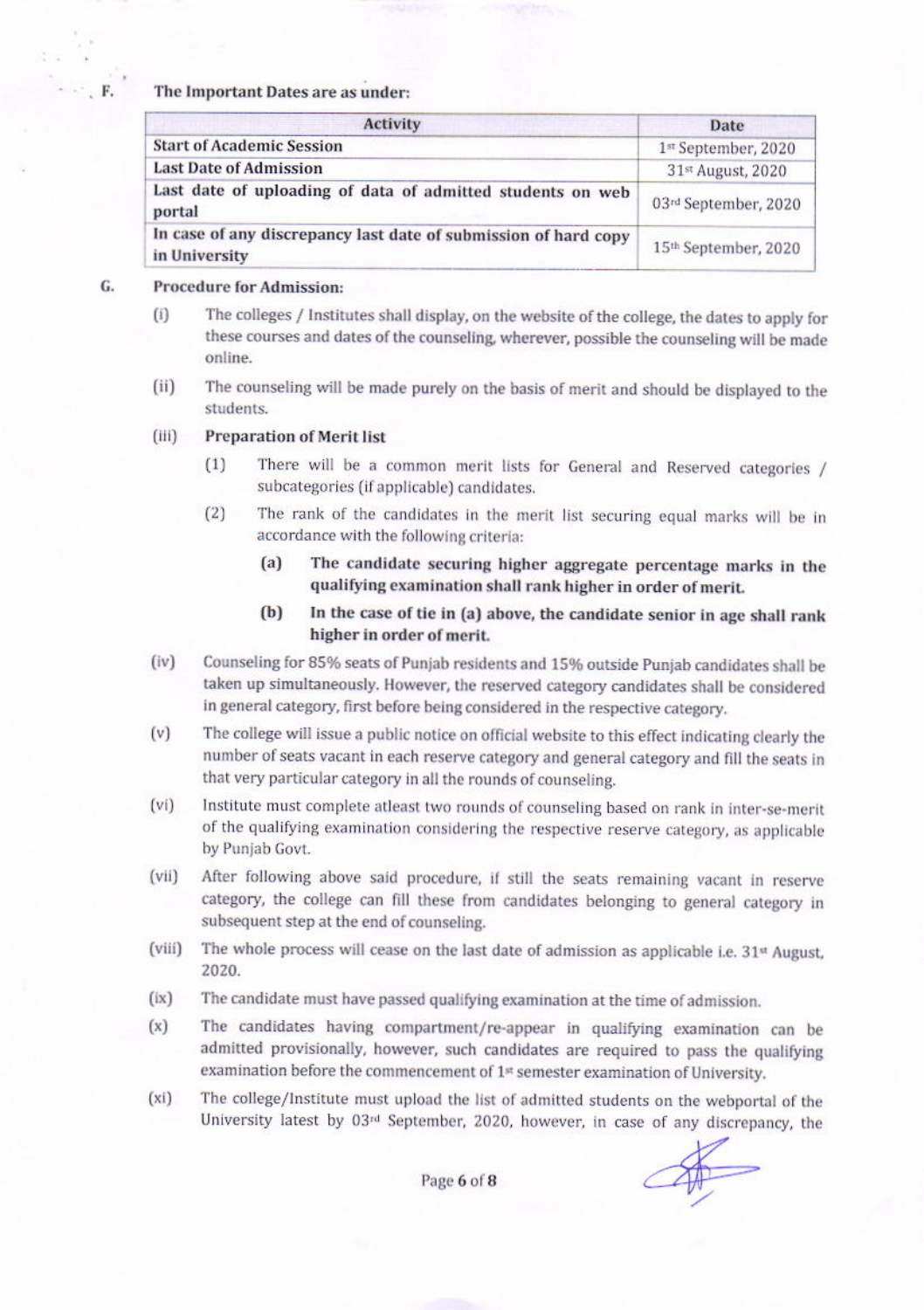**F. The Important Dates are as under:**

| Activity | Date |
|---|---|
| Start of Academic Session | 1st September, 2020 |
| Last Date of Admission | 31st August, 2020 |
| Last date of uploading of data of admitted students on web portal | 03rd September, 2020 |
| In case of any discrepancy last date of submission of hard copy in University | 15th September, 2020 |

**G. Procedure for Admission:**

(i) The colleges / Institutes shall display, on the website of the college, the dates to apply for these courses and dates of the counseling, wherever, possible the counseling will be made online.

(ii) The counseling will be made purely on the basis of merit and should be displayed to the students.

(iii) **Preparation of Merit list**

(1) There will be a common merit lists for General and Reserved categories / subcategories (if applicable) candidates.

(2) The rank of the candidates in the merit list securing equal marks will be in accordance with the following criteria:

**(a) The candidate securing higher aggregate percentage marks in the qualifying examination shall rank higher in order of merit.**

**(b) In the case of tie in (a) above, the candidate senior in age shall rank higher in order of merit.**

(iv) Counseling for 85% seats of Punjab residents and 15% outside Punjab candidates shall be taken up simultaneously. However, the reserved category candidates shall be considered in general category, first before being considered in the respective category.

(v) The college will issue a public notice on official website to this effect indicating clearly the number of seats vacant in each reserve category and general category and fill the seats in that very particular category in all the rounds of counseling.

(vi) Institute must complete atleast two rounds of counseling based on rank in inter-se-merit of the qualifying examination considering the respective reserve category, as applicable by Punjab Govt.

(vii) After following above said procedure, if still the seats remaining vacant in reserve category, the college can fill these from candidates belonging to general category in subsequent step at the end of counseling.

(viii) The whole process will cease on the last date of admission as applicable i.e. 31st August, 2020.

(ix) The candidate must have passed qualifying examination at the time of admission.

(x) The candidates having compartment/re-appear in qualifying examination can be admitted provisionally, however, such candidates are required to pass the qualifying examination before the commencement of 1st semester examination of University.

(xi) The college/Institute must upload the list of admitted students on the webportal of the University latest by 03rd September, 2020, however, in case of any discrepancy, the